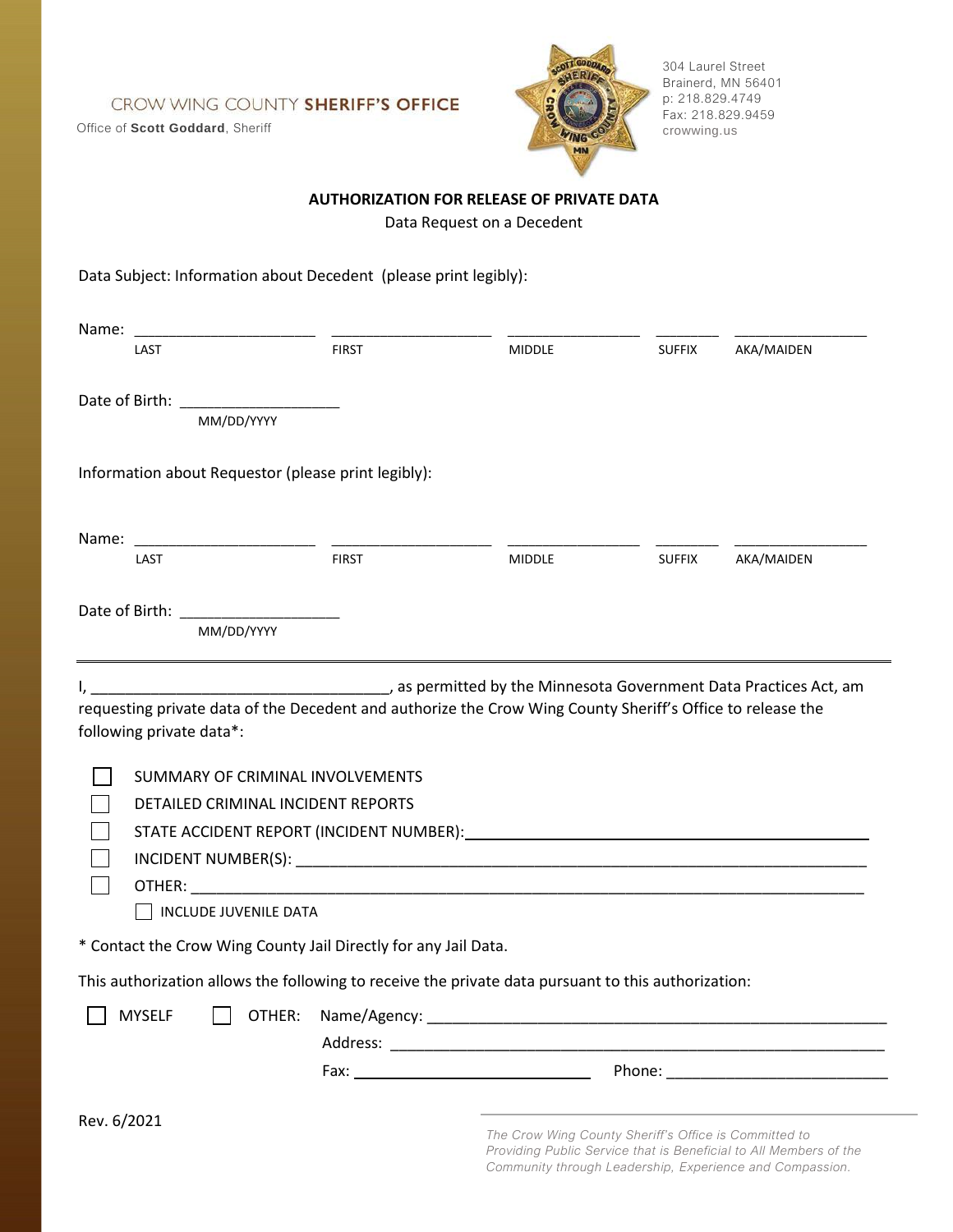CROW WING COUNTY **SHERIFF'S OFFICE**

Office of **Scott Goddard**, Sheriff

304 Laurel Street
Brainerd, MN 56401
p: 218.829.4749
Fax: 218.829.9459
crowwing.us

## AUTHORIZATION FOR RELEASE OF PRIVATE DATA

Data Request on a Decedent

Data Subject: Information about Decedent (please print legibly):

Name: ____________________ ____________________ ________________ ________ ________________
LAST FIRST MIDDLE SUFFIX AKA/MAIDEN

Date of Birth: ___________________
MM/DD/YYYY

Information about Requestor (please print legibly):

Name: ____________________ ____________________ ________________ ________ ________________
LAST FIRST MIDDLE SUFFIX AKA/MAIDEN

Date of Birth: ___________________
MM/DD/YYYY

---

I, ___________________________________, as permitted by the Minnesota Government Data Practices Act, am requesting private data of the Decedent and authorize the Crow Wing County Sheriff's Office to release the following private data*:

- ☐ SUMMARY OF CRIMINAL INVOLVEMENTS
- ☐ DETAILED CRIMINAL INCIDENT REPORTS
- ☐ STATE ACCIDENT REPORT (INCIDENT NUMBER): ____________________________________________
- ☐ INCIDENT NUMBER(S): ____________________________________________________________
- ☐ OTHER: _______________________________________________________________________
  - ☐ INCLUDE JUVENILE DATA

* Contact the Crow Wing County Jail Directly for any Jail Data.

This authorization allows the following to receive the private data pursuant to this authorization:

☐ MYSELF ☐ OTHER: Name/Agency: ______________________________________________________

Address: __________________________________________________________

Fax: ___________________________ Phone: _________________________

Rev. 6/2021

*The Crow Wing County Sheriff's Office is Committed to Providing Public Service that is Beneficial to All Members of the Community through Leadership, Experience and Compassion.*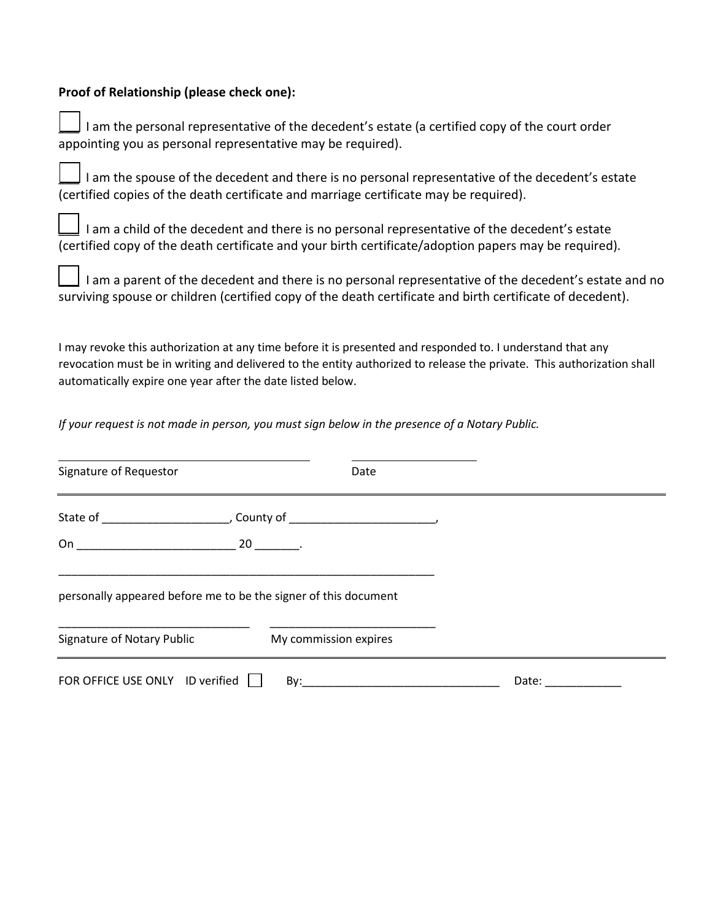**Proof of Relationship (please check one):**

☐ I am the personal representative of the decedent's estate (a certified copy of the court order appointing you as personal representative may be required).

☐ I am the spouse of the decedent and there is no personal representative of the decedent's estate (certified copies of the death certificate and marriage certificate may be required).

☐ I am a child of the decedent and there is no personal representative of the decedent's estate (certified copy of the death certificate and your birth certificate/adoption papers may be required).

☐ I am a parent of the decedent and there is no personal representative of the decedent's estate and no surviving spouse or children (certified copy of the death certificate and birth certificate of decedent).

I may revoke this authorization at any time before it is presented and responded to. I understand that any revocation must be in writing and delivered to the entity authorized to release the private. This authorization shall automatically expire one year after the date listed below.

*If your request is not made in person, you must sign below in the presence of a Notary Public.*

\_\_\_\_\_\_\_\_\_\_\_\_\_\_\_\_\_\_\_\_\_\_\_\_\_\_\_\_\_\_\_\_\_\_\_\_ \_\_\_\_\_\_\_\_\_\_\_\_\_\_\_\_\_\_\_\_

Signature of Requestor Date

---

State of \_\_\_\_\_\_\_\_\_\_\_\_\_\_\_\_\_\_\_\_, County of \_\_\_\_\_\_\_\_\_\_\_\_\_\_\_\_\_\_\_\_\_\_\_,

On \_\_\_\_\_\_\_\_\_\_\_\_\_\_\_\_\_\_\_\_\_\_\_\_\_ 20 \_\_\_\_\_\_\_.

\_\_\_\_\_\_\_\_\_\_\_\_\_\_\_\_\_\_\_\_\_\_\_\_\_\_\_\_\_\_\_\_\_\_\_\_\_\_\_\_\_\_\_\_\_\_\_\_\_\_\_\_\_\_\_\_\_\_

personally appeared before me to be the signer of this document

\_\_\_\_\_\_\_\_\_\_\_\_\_\_\_\_\_\_\_\_\_\_\_\_\_\_\_\_\_\_ \_\_\_\_\_\_\_\_\_\_\_\_\_\_\_\_\_\_\_\_\_\_\_\_\_\_

Signature of Notary Public My commission expires

---

FOR OFFICE USE ONLY ID verified ☐ By:\_\_\_\_\_\_\_\_\_\_\_\_\_\_\_\_\_\_\_\_\_\_\_\_\_\_\_\_\_\_\_ Date: \_\_\_\_\_\_\_\_\_\_\_\_